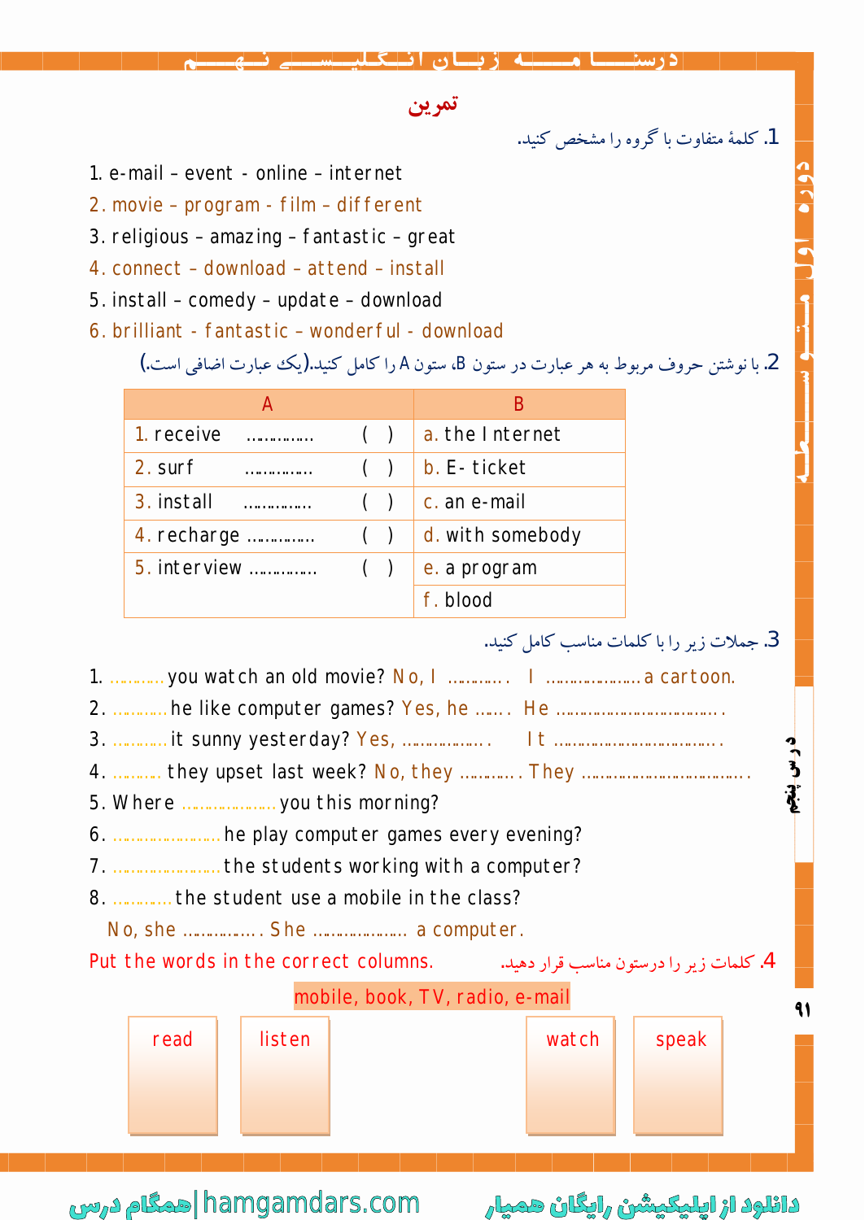## تمرین

1. کلمهٔ متفاوت با گروه را مشخص کنید.

1. e-mail – event - online – internet
2. movie – program - film – different
3. religious – amazing – fantastic – great
4. connect – download – attend – install
5. install – comedy – update – download
6. brilliant - fantastic – wonderful - download

2. با نوشتن حروف مربوط به هر عبارت در ستون B، ستون A را کامل کنید.(یک عبارت اضافی است.)

| A | B |
|---|---|
| 1. receive .............. ( ) | a. the Internet |
| 2. surf .............. ( ) | b. E- ticket |
| 3. install .............. ( ) | c. an e-mail |
| 4. recharge .............. ( ) | d. with somebody |
| 5. interview .............. ( ) | e. a program |
| | f. blood |

3. جملات زیر را با کلمات مناسب کامل کنید.

1. ........... you watch an old movie? No, I ........... . I .................... a cartoon.
2. ........... he like computer games? Yes, he ...... . He .................................. .
3. ........... it sunny yesterday? Yes, .................. . It .................................. .
4. .......... they upset last week? No, they ........... . They .................................. .
5. Where .................... you this morning?
6. ....................... he play computer games every evening?
7. ....................... the students working with a computer?
8. ............ the student use a mobile in the class?
   No, she ............... . She .................... a computer.

4. کلمات زیر را درستون مناسب قرار دهید. Put the words in the correct columns.

mobile, book, TV, radio, e-mail

| read | listen | watch | speak |
|---|---|---|---|
| | | | |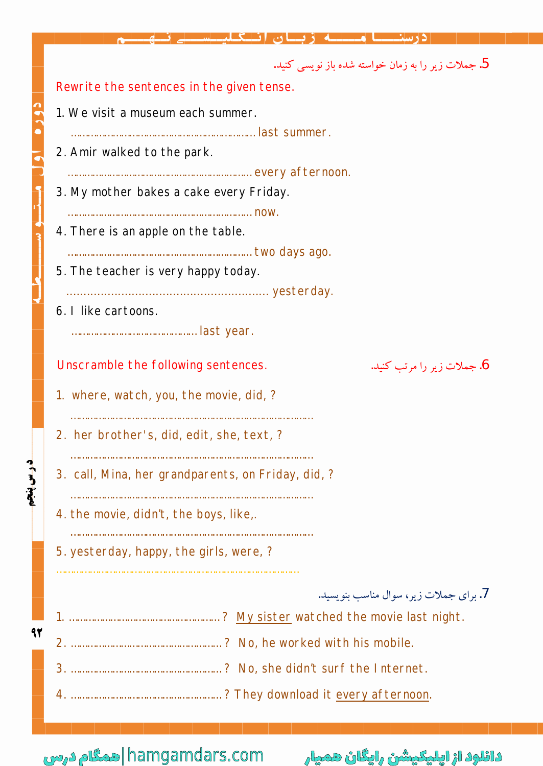5. جملات زیر را به زمان خواسته شده باز نویسی کنید.

Rewrite the sentences in the given tense.

1. We visit a museum each summer.
   ………………………………………………… last summer.
2. Amir walked to the park.
   ………………………………………………… every afternoon.
3. My mother bakes a cake every Friday.
   ………………………………………………… now.
4. There is an apple on the table.
   ………………………………………………… two days ago.
5. The teacher is very happy today.
   ………………………………………………… yesterday.
6. I like cartoons.
   …………………………………… last year.

6. جملات زیر را مرتب کنید.

Unscramble the following sentences.

1. where, watch, you, the movie, did, ?
   …………………………………………………………………………
2. her brother's, did, edit, she, text, ?
   …………………………………………………………………………
3. call, Mina, her grandparents, on Friday, did, ?
   …………………………………………………………………………
4. the movie, didn't, the boys, like,.
   …………………………………………………………………………
5. yesterday, happy, the girls, were, ?
   …………………………………………………………………………

7. برای جملات زیر، سوال مناسب بنویسید.

1. ……………………………………………? My sister watched the movie last night.
2. ……………………………………………? No, he worked with his mobile.
3. ……………………………………………? No, she didn't surf the Internet.
4. ……………………………………………? They download it every afternoon.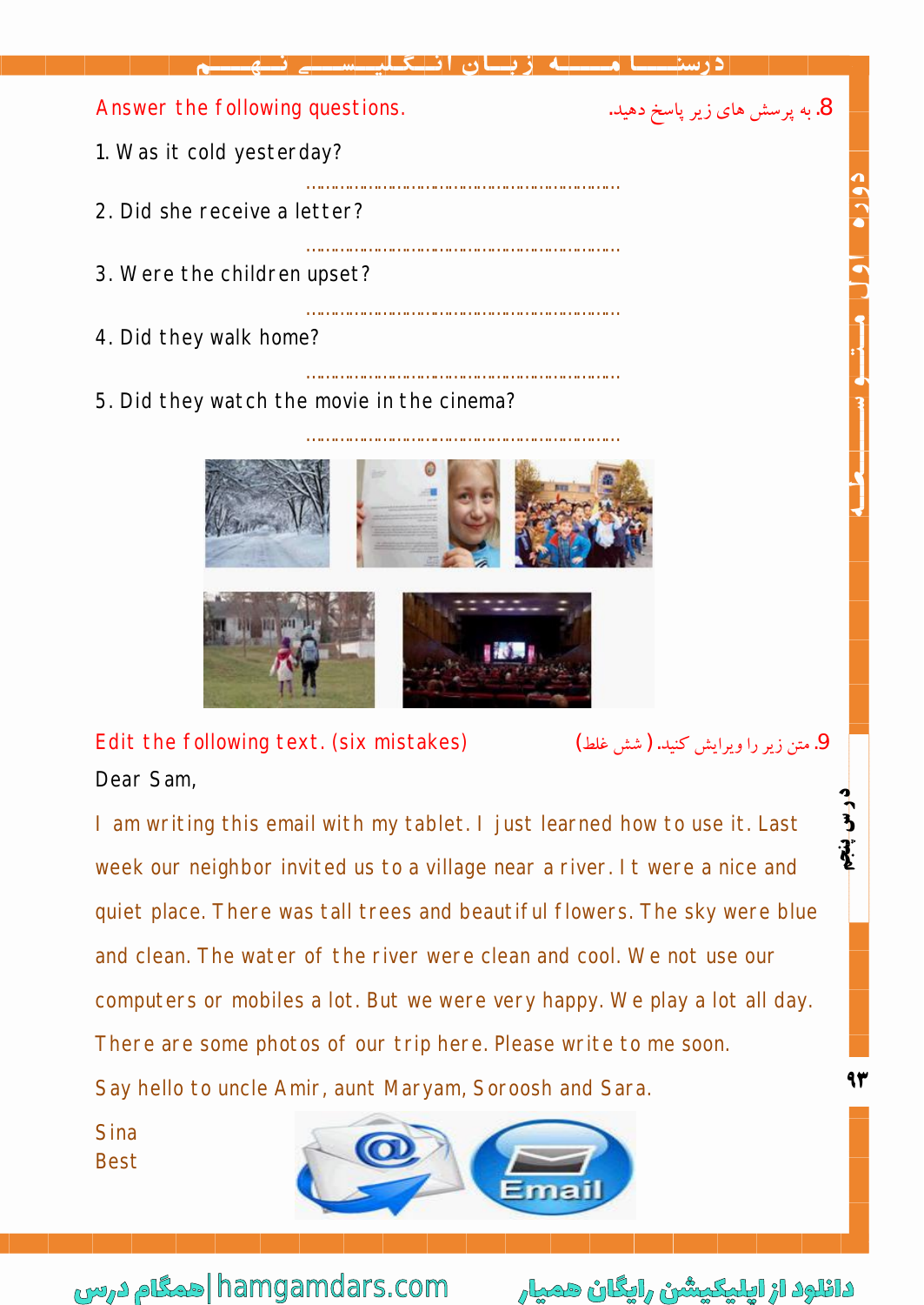Answer the following questions. .8 به پرسش های زیر پاسخ دهید.

1. Was it cold yesterday?

.......................................................

2. Did she receive a letter?

.......................................................

3. Were the children upset?

.......................................................

4. Did they walk home?

.......................................................

5. Did they watch the movie in the cinema?

.......................................................

Edit the following text. (six mistakes) .9 متن زیر را ویرایش کنید. ( شش غلط)

Dear Sam,

I am writing this email with my tablet. I just learned how to use it. Last week our neighbor invited us to a village near a river. It were a nice and quiet place. There was tall trees and beautiful flowers. The sky were blue and clean. The water of the river were clean and cool. We not use our computers or mobiles a lot. But we were very happy. We play a lot all day. There are some photos of our trip here. Please write to me soon.

Say hello to uncle Amir, aunt Maryam, Soroosh and Sara.

Sina

Best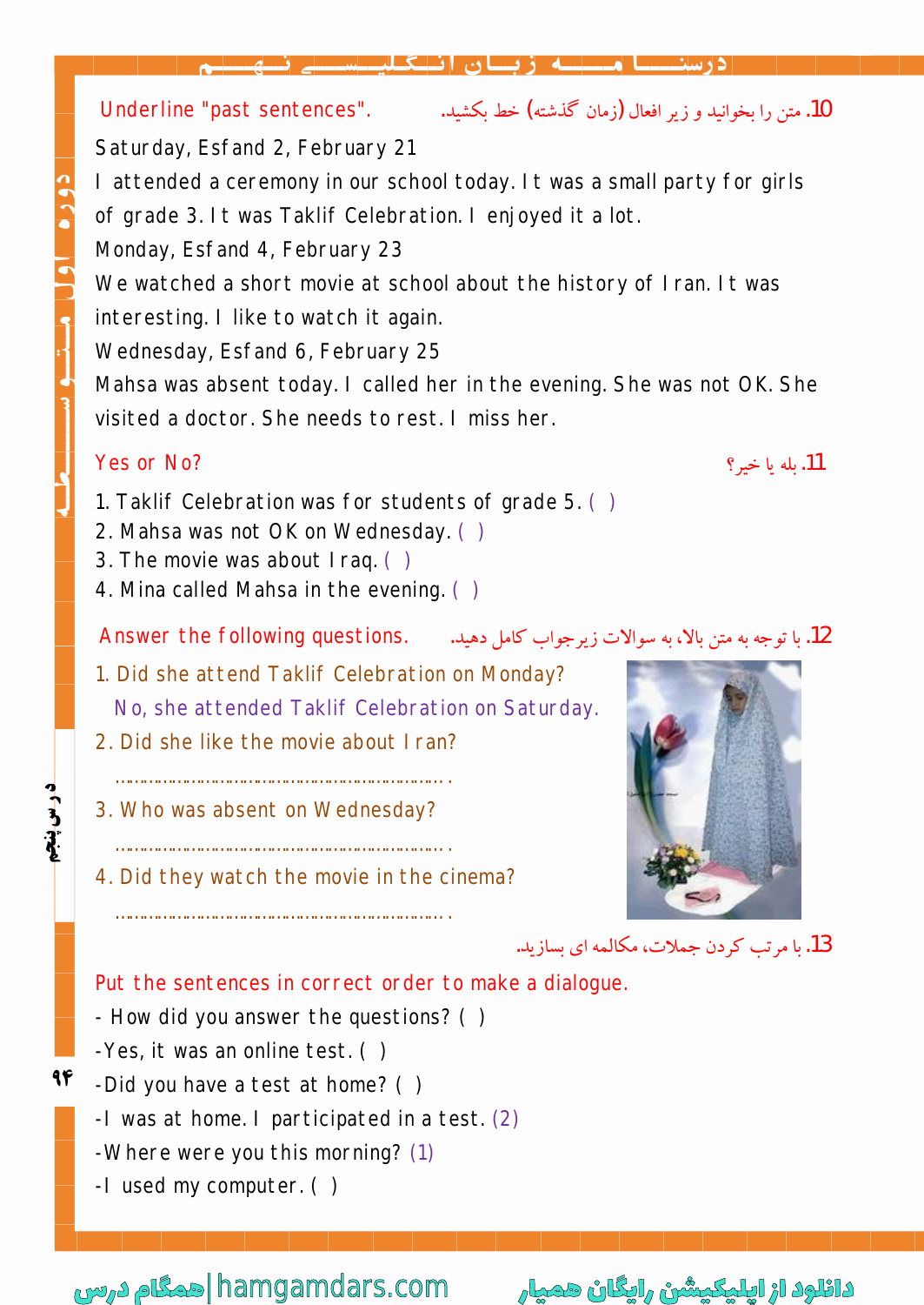**10.** متن را بخوانید و زیر افعال (زمان گذشته) خط بکشید.

Underline "past sentences".

Saturday, Esfand 2, February 21

I attended a ceremony in our school today. It was a small party for girls of grade 3. It was Taklif Celebration. I enjoyed it a lot.

Monday, Esfand 4, February 23

We watched a short movie at school about the history of Iran. It was interesting. I like to watch it again.

Wednesday, Esfand 6, February 25

Mahsa was absent today. I called her in the evening. She was not OK. She visited a doctor. She needs to rest. I miss her.

**11.** بله یا خیر؟

Yes or No?

1. Taklif Celebration was for students of grade 5. ( )
2. Mahsa was not OK on Wednesday. ( )
3. The movie was about Iraq. ( )
4. Mina called Mahsa in the evening. ( )

**12.** با توجه به متن بالا، به سوالات زیرجواب کامل دهید.

Answer the following questions.

1. Did she attend Taklif Celebration on Monday?
   No, she attended Taklif Celebration on Saturday.
2. Did she like the movie about Iran?
   ……………………………………………………….
3. Who was absent on Wednesday?
   ……………………………………………………….
4. Did they watch the movie in the cinema?
   ……………………………………………………….

**13.** با مرتب کردن جملات، مکالمه ای بسازید.

Put the sentences in correct order to make a dialogue.

- How did you answer the questions? ( )
- Yes, it was an online test. ( )
- Did you have a test at home? ( )
- I was at home. I participated in a test. (2)
- Where were you this morning? (1)
- I used my computer. ( )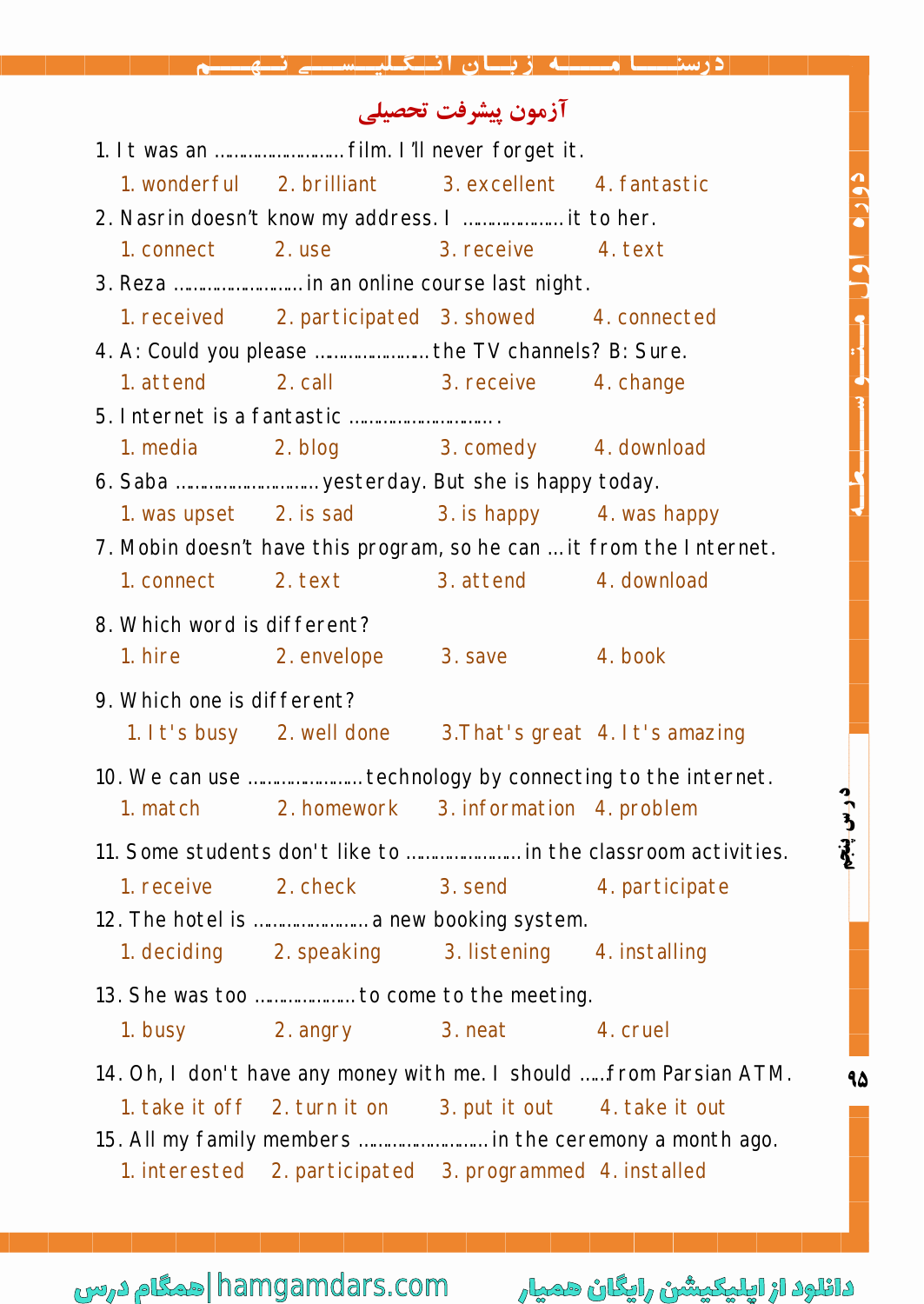## آزمون پیشرفت تحصیلی

1. It was an ……………………… film. I'll never forget it.
   1. wonderful  2. brilliant  3. excellent  4. fantastic

2. Nasrin doesn't know my address. I ………………… it to her.
   1. connect  2. use  3. receive  4. text

3. Reza ……………………… in an online course last night.
   1. received  2. participated  3. showed  4. connected

4. A: Could you please …………………… the TV channels? B: Sure.
   1. attend  2. call  3. receive  4. change

5. Internet is a fantastic ………………………….
   1. media  2. blog  3. comedy  4. download

6. Saba ……………………….. yesterday. But she is happy today.
   1. was upset  2. is sad  3. is happy  4. was happy

7. Mobin doesn't have this program, so he can … it from the Internet.
   1. connect  2. text  3. attend  4. download

8. Which word is different?
   1. hire  2. envelope  3. save  4. book

9. Which one is different?
   1. It's busy  2. well done  3. That's great  4. It's amazing

10. We can use …………………… technology by connecting to the internet.
    1. match  2. homework  3. information  4. problem

11. Some students don't like to …………………… in the classroom activities.
    1. receive  2. check  3. send  4. participate

12. The hotel is …………………… a new booking system.
    1. deciding  2. speaking  3. listening  4. installing

13. She was too ………………… to come to the meeting.
    1. busy  2. angry  3. neat  4. cruel

14. Oh, I don't have any money with me. I should …..from Parsian ATM.
    1. take it off  2. turn it on  3. put it out  4. take it out

15. All my family members ……………………… in the ceremony a month ago.
    1. interested  2. participated  3. programmed  4. installed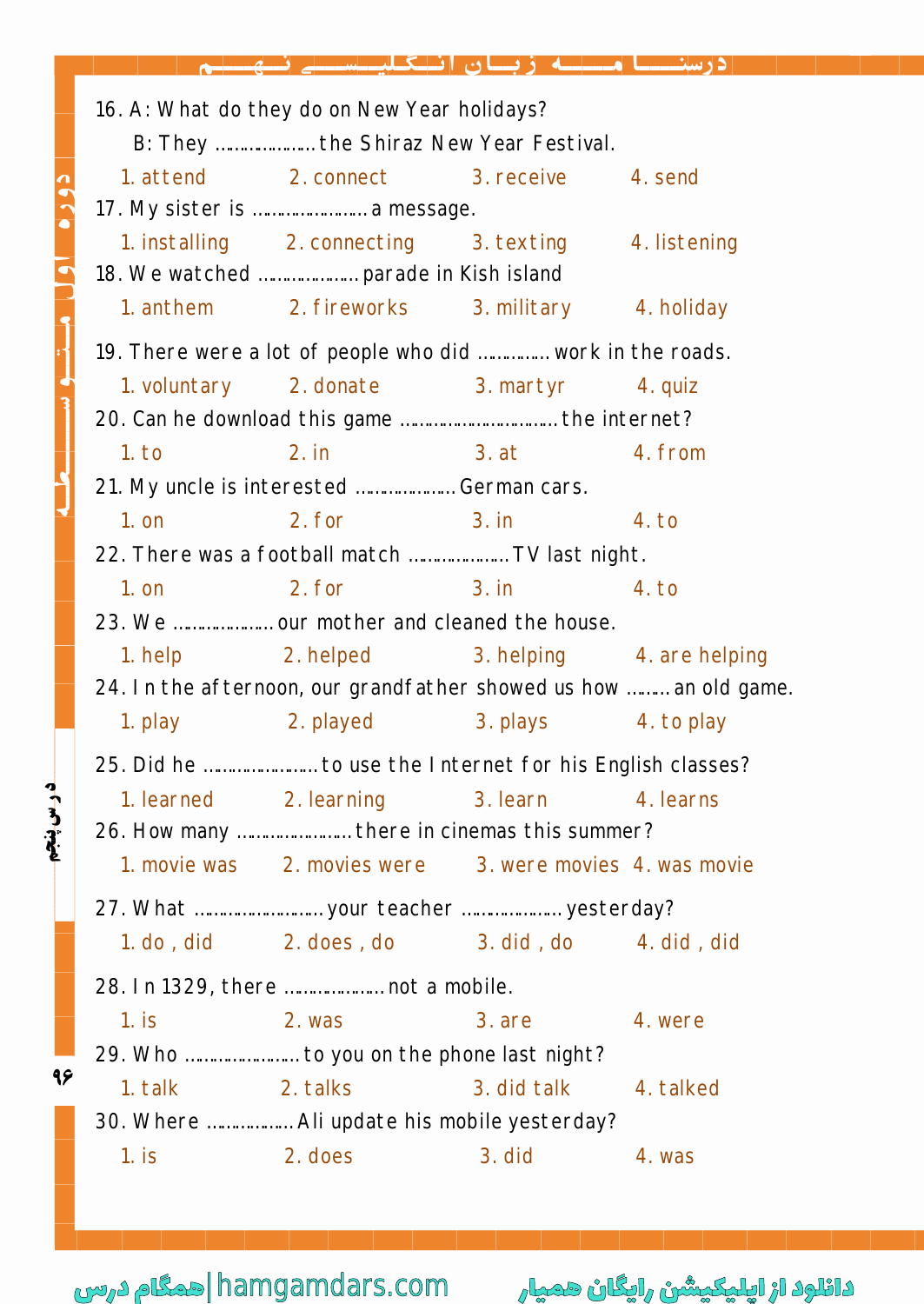16. A: What do they do on New Year holidays?

    B: They ……………… the Shiraz New Year Festival.

    1. attend 2. connect 3. receive 4. send

17. My sister is ………………… a message.

    1. installing 2. connecting 3. texting 4. listening

18. We watched ……………… parade in Kish island

    1. anthem 2. fireworks 3. military 4. holiday

19. There were a lot of people who did ………… work in the roads.

    1. voluntary 2. donate 3. martyr 4. quiz

20. Can he download this game ………………………… the internet?

    1. to 2. in 3. at 4. from

21. My uncle is interested ……………… German cars.

    1. on 2. for 3. in 4. to

22. There was a football match ……………… TV last night.

    1. on 2. for 3. in 4. to

23. We ……………… our mother and cleaned the house.

    1. help 2. helped 3. helping 4. are helping

24. In the afternoon, our grandfather showed us how …….. an old game.

    1. play 2. played 3. plays 4. to play

25. Did he ………………… to use the Internet for his English classes?

    1. learned 2. learning 3. learn 4. learns

26. How many ………………… there in cinemas this summer?

    1. movie was 2. movies were 3. were movies 4. was movie

27. What …………………… your teacher ……………… yesterday?

    1. do , did 2. does , do 3. did , do 4. did , did

28. In 1329, there ……………… not a mobile.

    1. is 2. was 3. are 4. were

29. Who ………………… to you on the phone last night?

    1. talk 2. talks 3. did talk 4. talked

30. Where ……………. Ali update his mobile yesterday?

    1. is 2. does 3. did 4. was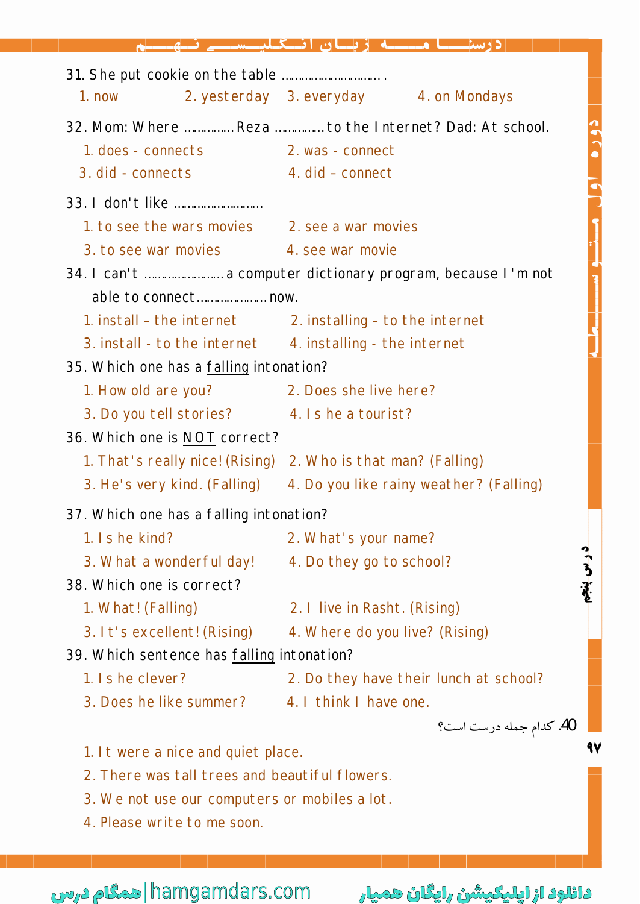31. She put cookie on the table ……………………….

1. now 2. yesterday 3. everyday 4. on Mondays

32. Mom: Where ……………Reza ……………to the Internet? Dad: At school.

1. does - connects 2. was - connect
3. did - connects 4. did – connect

33. I don't like ……………………

1. to see the wars movies 2. see a war movies
3. to see war movies 4. see war movie

34. I can't …………………. a computer dictionary program, because I'm not able to connect………………… now.

1. install – the internet 2. installing – to the internet
3. install - to the internet 4. installing - the internet

35. Which one has a falling intonation?

1. How old are you? 2. Does she live here?
3. Do you tell stories? 4. Is he a tourist?

36. Which one is NOT correct?

1. That's really nice! (Rising) 2. Who is that man? (Falling)
3. He's very kind. (Falling) 4. Do you like rainy weather? (Falling)

37. Which one has a falling intonation?

1. Is he kind? 2. What's your name?
3. What a wonderful day! 4. Do they go to school?

38. Which one is correct?

1. What! (Falling) 2. I live in Rasht. (Rising)
3. It's excellent! (Rising) 4. Where do you live? (Rising)

39. Which sentence has falling intonation?

1. Is he clever? 2. Do they have their lunch at school?
3. Does he like summer? 4. I think I have one.

40. کدام جمله درست است؟

1. It were a nice and quiet place.
2. There was tall trees and beautiful flowers.
3. We not use our computers or mobiles a lot.
4. Please write to me soon.